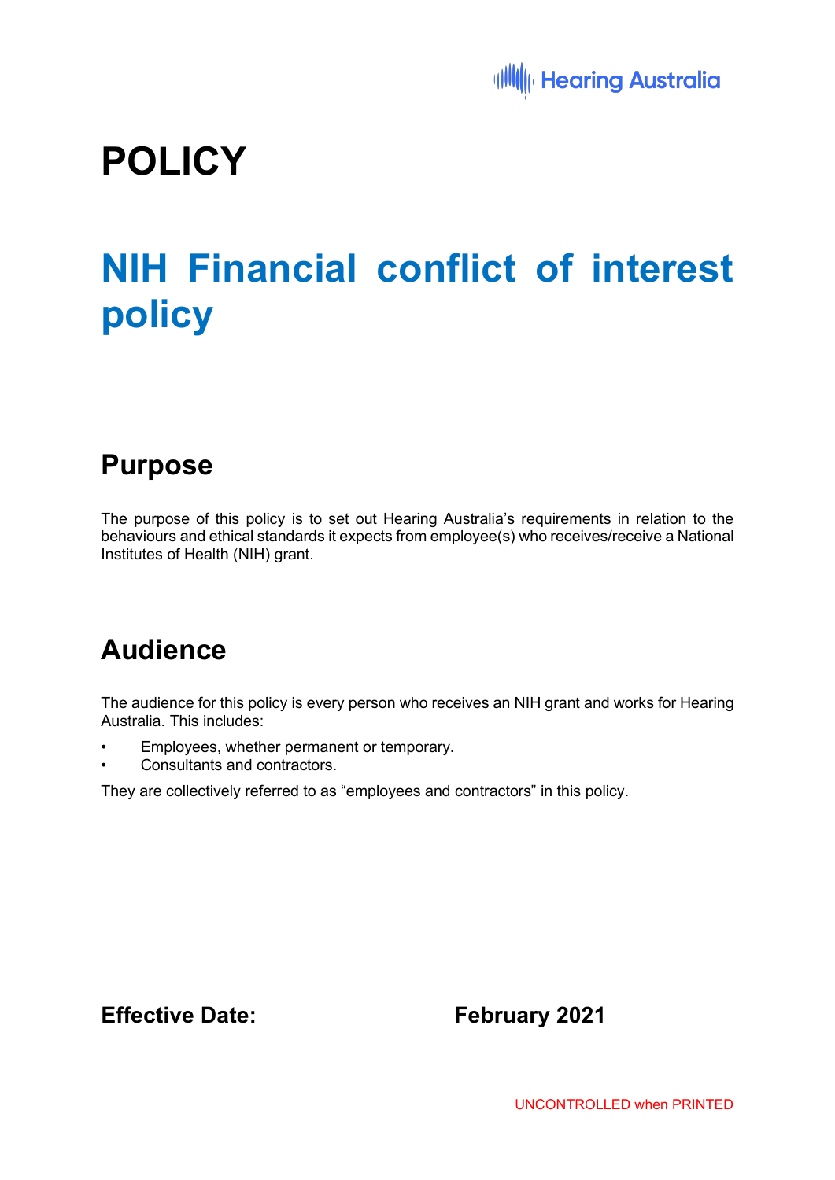# POLICY

# NIH Financial conflict of interest policy

## Purpose

The purpose of this policy is to set out Hearing Australia's requirements in relation to the behaviours and ethical standards it expects from employee(s) who receives/receive a National Institutes of Health (NIH) grant.

## Audience

The audience for this policy is every person who receives an NIH grant and works for Hearing Australia. This includes:

- Employees, whether permanent or temporary.
- Consultants and contractors.

They are collectively referred to as "employees and contractors" in this policy.

**Effective Date:** **February 2021**

UNCONTROLLED when PRINTED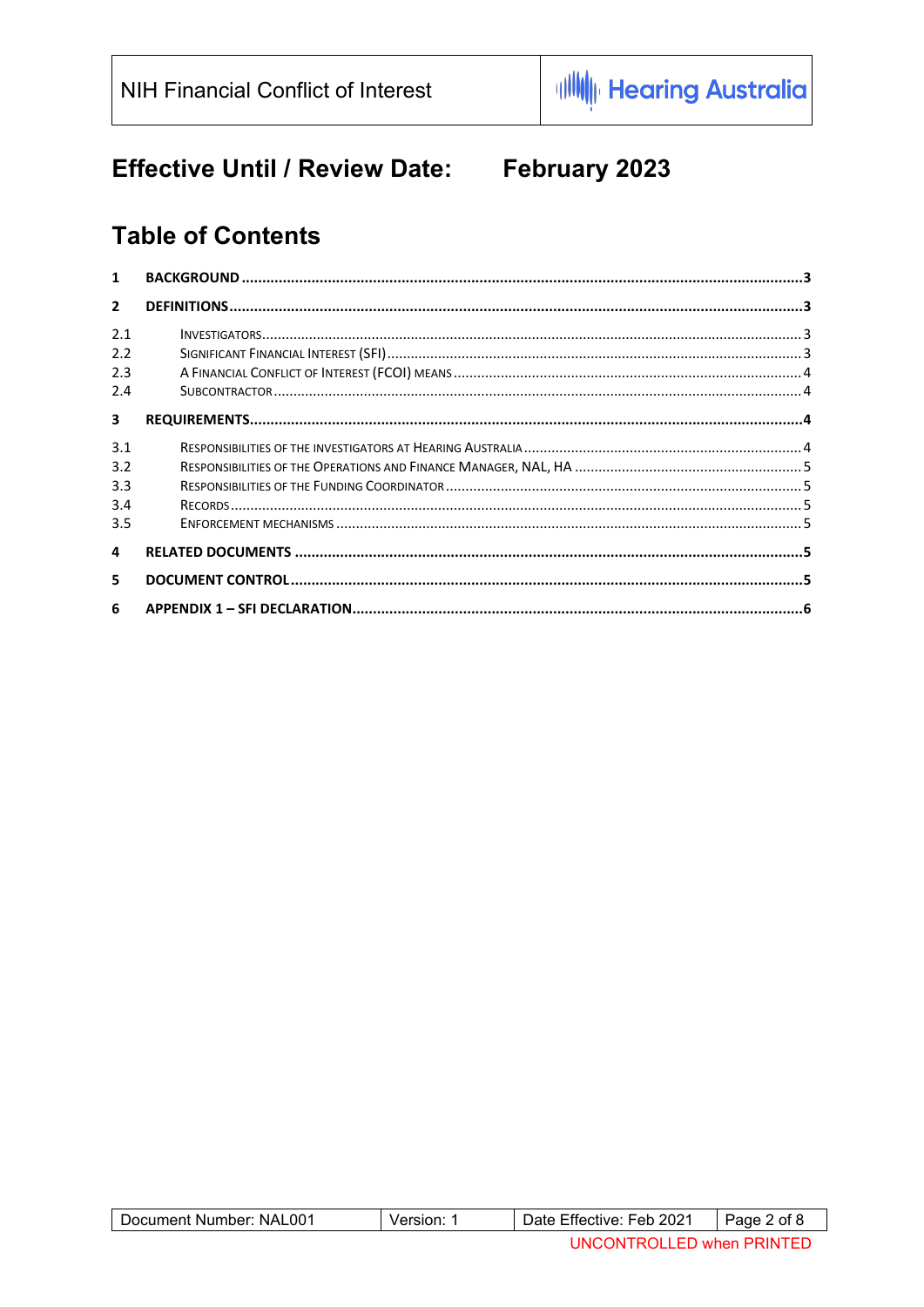**Effective Until / Review Date: February 2023**

## Table of Contents

| | | |
|---|---|---|
| **1** | **BACKGROUND** | **3** |
| **2** | **DEFINITIONS** | **3** |
| 2.1 | INVESTIGATORS | 3 |
| 2.2 | SIGNIFICANT FINANCIAL INTEREST (SFI) | 3 |
| 2.3 | A FINANCIAL CONFLICT OF INTEREST (FCOI) MEANS | 4 |
| 2.4 | SUBCONTRACTOR | 4 |
| **3** | **REQUIREMENTS** | **4** |
| 3.1 | RESPONSIBILITIES OF THE INVESTIGATORS AT HEARING AUSTRALIA | 4 |
| 3.2 | RESPONSIBILITIES OF THE OPERATIONS AND FINANCE MANAGER, NAL, HA | 5 |
| 3.3 | RESPONSIBILITIES OF THE FUNDING COORDINATOR | 5 |
| 3.4 | RECORDS | 5 |
| 3.5 | ENFORCEMENT MECHANISMS | 5 |
| **4** | **RELATED DOCUMENTS** | **5** |
| **5** | **DOCUMENT CONTROL** | **5** |
| **6** | **APPENDIX 1 – SFI DECLARATION** | **6** |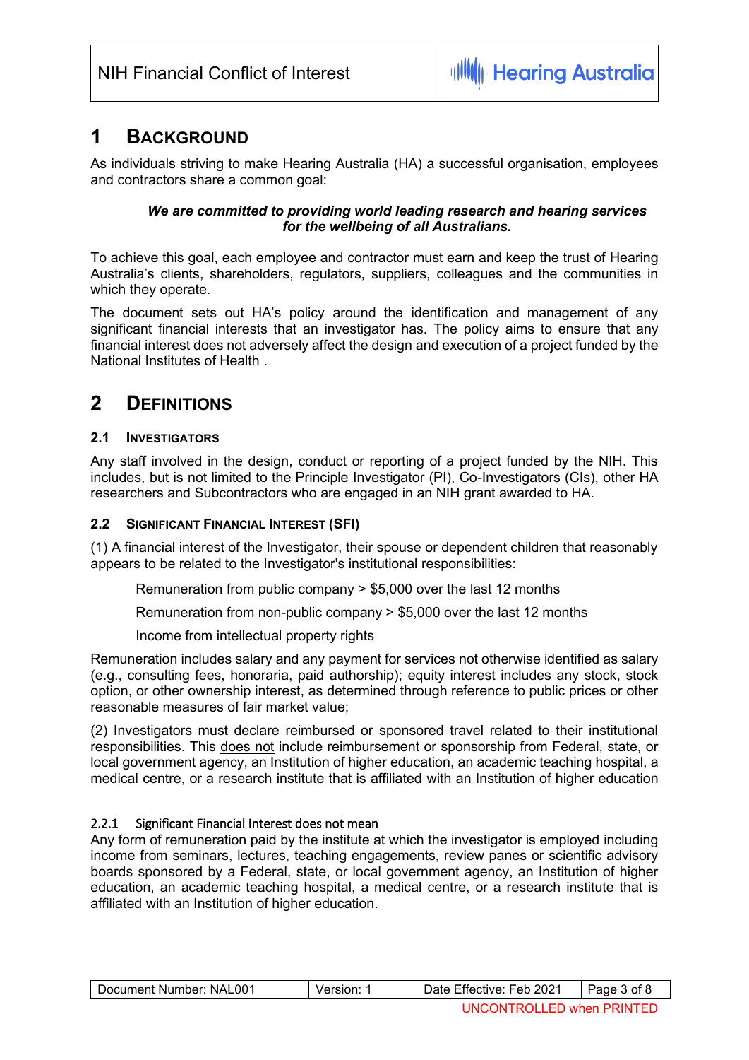# 1 BACKGROUND

As individuals striving to make Hearing Australia (HA) a successful organisation, employees and contractors share a common goal:

***We are committed to providing world leading research and hearing services for the wellbeing of all Australians.***

To achieve this goal, each employee and contractor must earn and keep the trust of Hearing Australia's clients, shareholders, regulators, suppliers, colleagues and the communities in which they operate.

The document sets out HA's policy around the identification and management of any significant financial interests that an investigator has. The policy aims to ensure that any financial interest does not adversely affect the design and execution of a project funded by the National Institutes of Health .

# 2 DEFINITIONS

## 2.1 INVESTIGATORS

Any staff involved in the design, conduct or reporting of a project funded by the NIH. This includes, but is not limited to the Principle Investigator (PI), Co-Investigators (CIs), other HA researchers <u>and</u> Subcontractors who are engaged in an NIH grant awarded to HA.

## 2.2 SIGNIFICANT FINANCIAL INTEREST (SFI)

(1) A financial interest of the Investigator, their spouse or dependent children that reasonably appears to be related to the Investigator's institutional responsibilities:

Remuneration from public company > $5,000 over the last 12 months

Remuneration from non-public company > $5,000 over the last 12 months

Income from intellectual property rights

Remuneration includes salary and any payment for services not otherwise identified as salary (e.g., consulting fees, honoraria, paid authorship); equity interest includes any stock, stock option, or other ownership interest, as determined through reference to public prices or other reasonable measures of fair market value;

(2) Investigators must declare reimbursed or sponsored travel related to their institutional responsibilities. This <u>does not</u> include reimbursement or sponsorship from Federal, state, or local government agency, an Institution of higher education, an academic teaching hospital, a medical centre, or a research institute that is affiliated with an Institution of higher education

### 2.2.1 Significant Financial Interest does not mean

Any form of remuneration paid by the institute at which the investigator is employed including income from seminars, lectures, teaching engagements, review panes or scientific advisory boards sponsored by a Federal, state, or local government agency, an Institution of higher education, an academic teaching hospital, a medical centre, or a research institute that is affiliated with an Institution of higher education.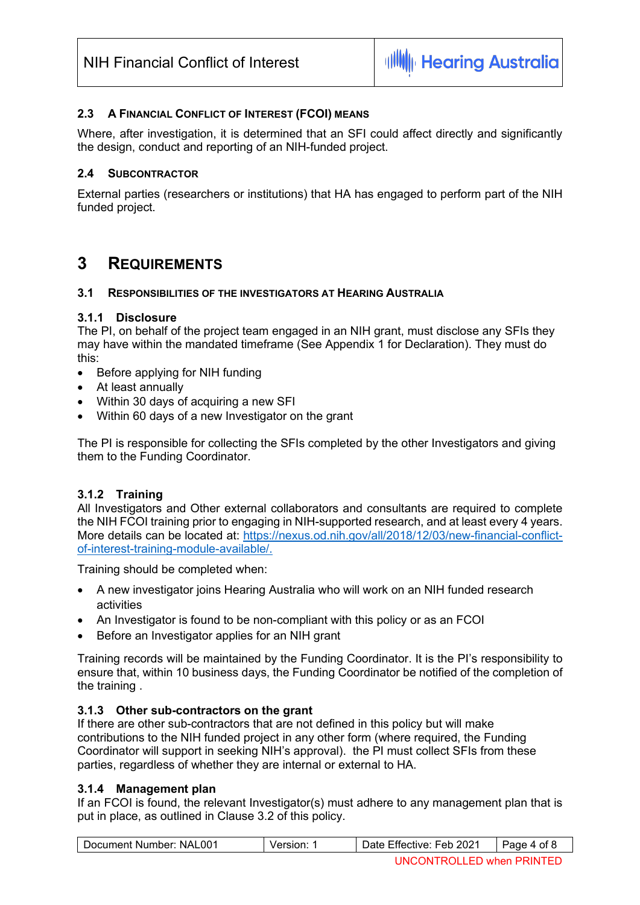### 2.3 A Financial Conflict of Interest (FCOI) means

Where, after investigation, it is determined that an SFI could affect directly and significantly the design, conduct and reporting of an NIH-funded project.

### 2.4 Subcontractor

External parties (researchers or institutions) that HA has engaged to perform part of the NIH funded project.

# 3 Requirements

### 3.1 Responsibilities of the Investigators at Hearing Australia

#### 3.1.1 Disclosure

The PI, on behalf of the project team engaged in an NIH grant, must disclose any SFIs they may have within the mandated timeframe (See Appendix 1 for Declaration). They must do this:

- Before applying for NIH funding
- At least annually
- Within 30 days of acquiring a new SFI
- Within 60 days of a new Investigator on the grant

The PI is responsible for collecting the SFIs completed by the other Investigators and giving them to the Funding Coordinator.

#### 3.1.2 Training

All Investigators and Other external collaborators and consultants are required to complete the NIH FCOI training prior to engaging in NIH-supported research, and at least every 4 years. More details can be located at: [https://nexus.od.nih.gov/all/2018/12/03/new-financial-conflict-of-interest-training-module-available/.](https://nexus.od.nih.gov/all/2018/12/03/new-financial-conflict-of-interest-training-module-available/)

Training should be completed when:

- A new investigator joins Hearing Australia who will work on an NIH funded research activities
- An Investigator is found to be non-compliant with this policy or as an FCOI
- Before an Investigator applies for an NIH grant

Training records will be maintained by the Funding Coordinator. It is the PI's responsibility to ensure that, within 10 business days, the Funding Coordinator be notified of the completion of the training .

#### 3.1.3 Other sub-contractors on the grant

If there are other sub-contractors that are not defined in this policy but will make contributions to the NIH funded project in any other form (where required, the Funding Coordinator will support in seeking NIH's approval). the PI must collect SFIs from these parties, regardless of whether they are internal or external to HA.

#### 3.1.4 Management plan

If an FCOI is found, the relevant Investigator(s) must adhere to any management plan that is put in place, as outlined in Clause 3.2 of this policy.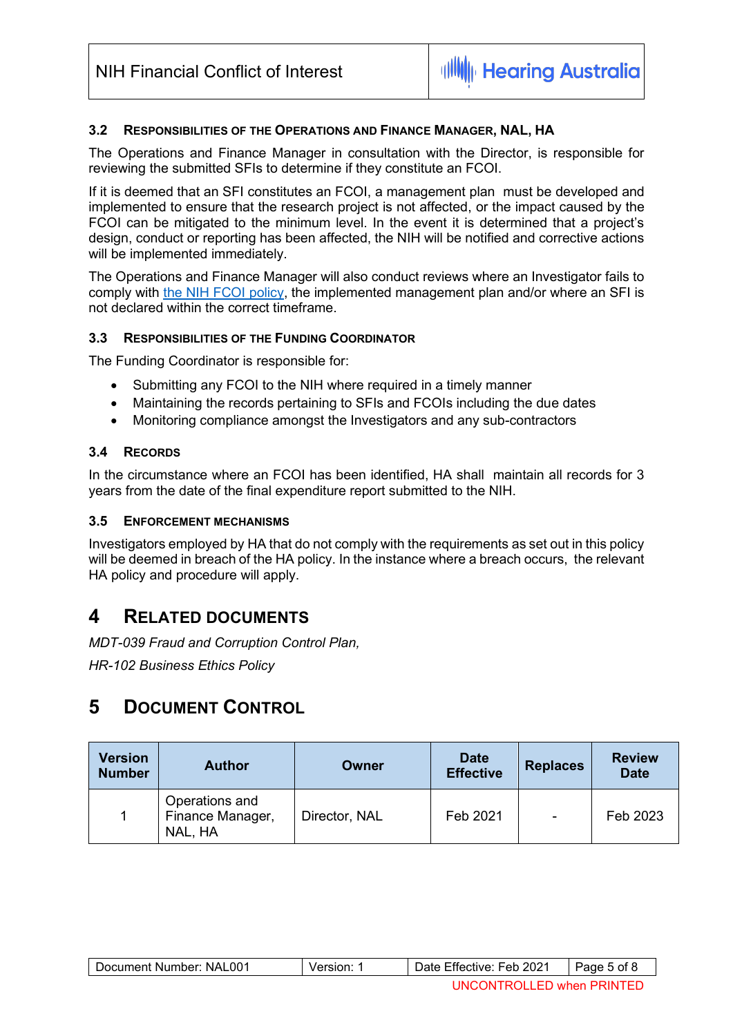### 3.2 Responsibilities of the Operations and Finance Manager, NAL, HA

The Operations and Finance Manager in consultation with the Director, is responsible for reviewing the submitted SFIs to determine if they constitute an FCOI.

If it is deemed that an SFI constitutes an FCOI, a management plan must be developed and implemented to ensure that the research project is not affected, or the impact caused by the FCOI can be mitigated to the minimum level. In the event it is determined that a project's design, conduct or reporting has been affected, the NIH will be notified and corrective actions will be implemented immediately.

The Operations and Finance Manager will also conduct reviews where an Investigator fails to comply with [the NIH FCOI policy](), the implemented management plan and/or where an SFI is not declared within the correct timeframe.

### 3.3 Responsibilities of the Funding Coordinator

The Funding Coordinator is responsible for:

- Submitting any FCOI to the NIH where required in a timely manner
- Maintaining the records pertaining to SFIs and FCOIs including the due dates
- Monitoring compliance amongst the Investigators and any sub-contractors

### 3.4 Records

In the circumstance where an FCOI has been identified, HA shall maintain all records for 3 years from the date of the final expenditure report submitted to the NIH.

### 3.5 Enforcement Mechanisms

Investigators employed by HA that do not comply with the requirements as set out in this policy will be deemed in breach of the HA policy. In the instance where a breach occurs, the relevant HA policy and procedure will apply.

# 4 Related Documents

*MDT-039 Fraud and Corruption Control Plan,*

*HR-102 Business Ethics Policy*

# 5 Document Control

| Version Number | Author | Owner | Date Effective | Replaces | Review Date |
|---|---|---|---|---|---|
| 1 | Operations and Finance Manager, NAL, HA | Director, NAL | Feb 2021 | - | Feb 2023 |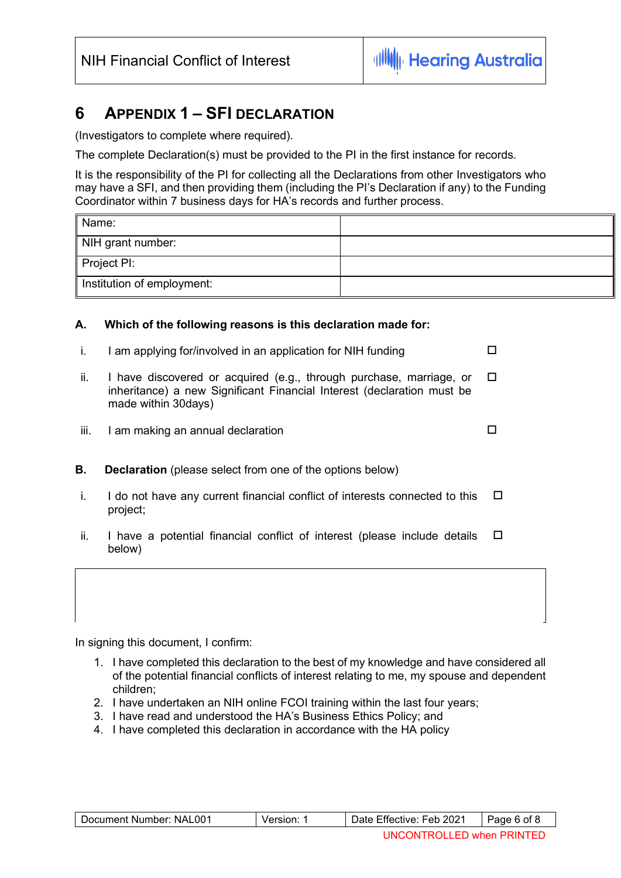# 6 APPENDIX 1 – SFI DECLARATION

(Investigators to complete where required).

The complete Declaration(s) must be provided to the PI in the first instance for records.

It is the responsibility of the PI for collecting all the Declarations from other Investigators who may have a SFI, and then providing them (including the PI's Declaration if any) to the Funding Coordinator within 7 business days for HA's records and further process.

| Name: | |
|---|---|
| NIH grant number: | |
| Project PI: | |
| Institution of employment: | |

**A. Which of the following reasons is this declaration made for:**

i. I am applying for/involved in an application for NIH funding ☐

ii. I have discovered or acquired (e.g., through purchase, marriage, or inheritance) a new Significant Financial Interest (declaration must be made within 30days) ☐

iii. I am making an annual declaration ☐

**B. Declaration** (please select from one of the options below)

i. I do not have any current financial conflict of interests connected to this project; ☐

ii. I have a potential financial conflict of interest (please include details below) ☐

| |
|---|
| |

In signing this document, I confirm:

1. I have completed this declaration to the best of my knowledge and have considered all of the potential financial conflicts of interest relating to me, my spouse and dependent children;
2. I have undertaken an NIH online FCOI training within the last four years;
3. I have read and understood the HA's Business Ethics Policy; and
4. I have completed this declaration in accordance with the HA policy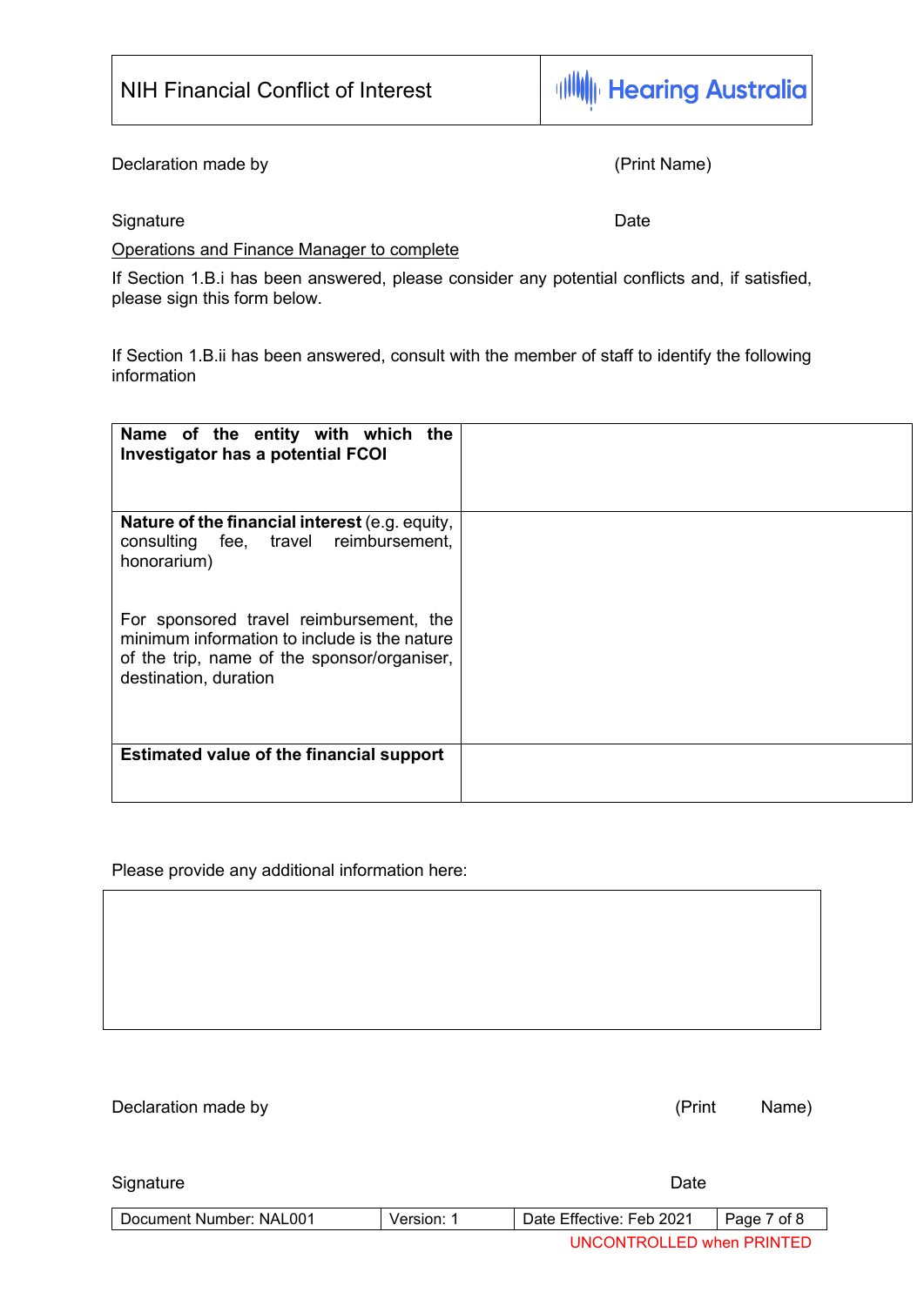Declaration made by (Print Name)

Signature Date

Operations and Finance Manager to complete

If Section 1.B.i has been answered, please consider any potential conflicts and, if satisfied, please sign this form below.

If Section 1.B.ii has been answered, consult with the member of staff to identify the following information

| | |
|---|---|
| **Name of the entity with which the Investigator has a potential FCOI** | |
| **Nature of the financial interest** (e.g. equity, consulting fee, travel reimbursement, honorarium)<br><br>For sponsored travel reimbursement, the minimum information to include is the nature of the trip, name of the sponsor/organiser, destination, duration | |
| **Estimated value of the financial support** | |

Please provide any additional information here:

| |
|---|
| |

Declaration made by (Print Name)

Signature Date

| Document Number: NAL001 | Version: 1 | Date Effective: Feb 2021 |
|---|---|---|

UNCONTROLLED when PRINTED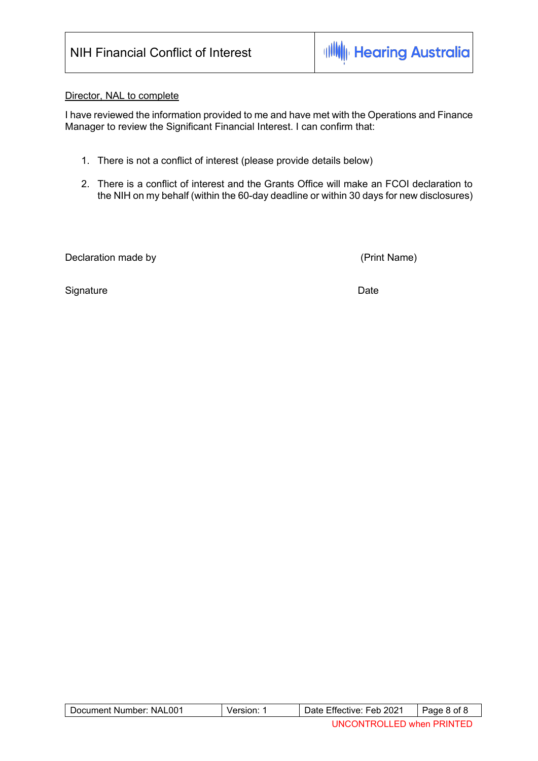Director, NAL to complete

I have reviewed the information provided to me and have met with the Operations and Finance Manager to review the Significant Financial Interest. I can confirm that:

1. There is not a conflict of interest (please provide details below)
2. There is a conflict of interest and the Grants Office will make an FCOI declaration to the NIH on my behalf (within the 60-day deadline or within 30 days for new disclosures)

Declaration made by (Print Name)

Signature Date